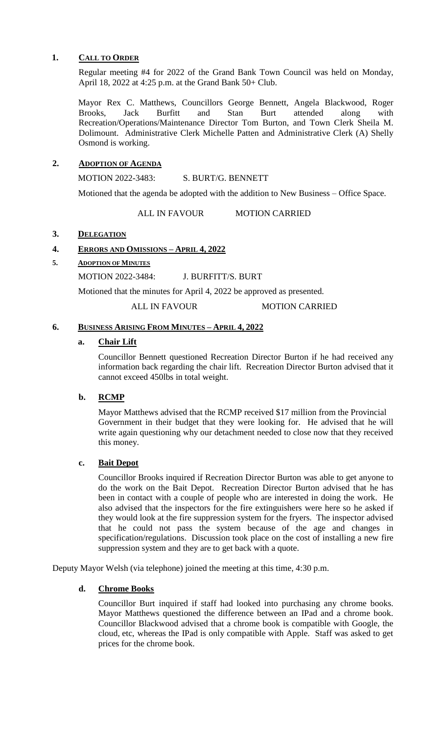## 1. CALL TO ORDER

Regular meeting #4 for 2022 of the Grand Bank Town Council was held on Monday, April 18, 2022 at 4:25 p.m. at the Grand Bank 50+ Club.

Mayor Rex C. Matthews, Councillors George Bennett, Angela Blackwood, Roger Brooks, Jack Burfitt and Stan Burt attended along with Recreation/Operations/Maintenance Director Tom Burton, and Town Clerk Sheila M. Dolimount. Administrative Clerk Michelle Patten and Administrative Clerk (A) Shelly Osmond is working.

## 2. ADOPTION OF AGENDA

MOTION 2022-3483: S. BURT/G. BENNETT

Motioned that the agenda be adopted with the addition to New Business – Office Space.

ALL IN FAVOUR MOTION CARRIED

## 3. DELEGATION

## 4. ERRORS AND OMISSIONS – APRIL 4, 2022

## 5. ADOPTION OF MINUTES

MOTION 2022-3484: J. BURFITT/S. BURT

Motioned that the minutes for April 4, 2022 be approved as presented.

ALL IN FAVOUR MOTION CARRIED

## 6. BUSINESS ARISING FROM MINUTES – APRIL 4, 2022

### a. Chair Lift

Councillor Bennett questioned Recreation Director Burton if he had received any information back regarding the chair lift. Recreation Director Burton advised that it cannot exceed 450lbs in total weight.

### b. RCMP

Mayor Matthews advised that the RCMP received $17 million from the Provincial Government in their budget that they were looking for. He advised that he will write again questioning why our detachment needed to close now that they received this money.

### c. Bait Depot

Councillor Brooks inquired if Recreation Director Burton was able to get anyone to do the work on the Bait Depot. Recreation Director Burton advised that he has been in contact with a couple of people who are interested in doing the work. He also advised that the inspectors for the fire extinguishers were here so he asked if they would look at the fire suppression system for the fryers. The inspector advised that he could not pass the system because of the age and changes in specification/regulations. Discussion took place on the cost of installing a new fire suppression system and they are to get back with a quote.

Deputy Mayor Welsh (via telephone) joined the meeting at this time, 4:30 p.m.

### d. Chrome Books

Councillor Burt inquired if staff had looked into purchasing any chrome books. Mayor Matthews questioned the difference between an IPad and a chrome book. Councillor Blackwood advised that a chrome book is compatible with Google, the cloud, etc, whereas the IPad is only compatible with Apple. Staff was asked to get prices for the chrome book.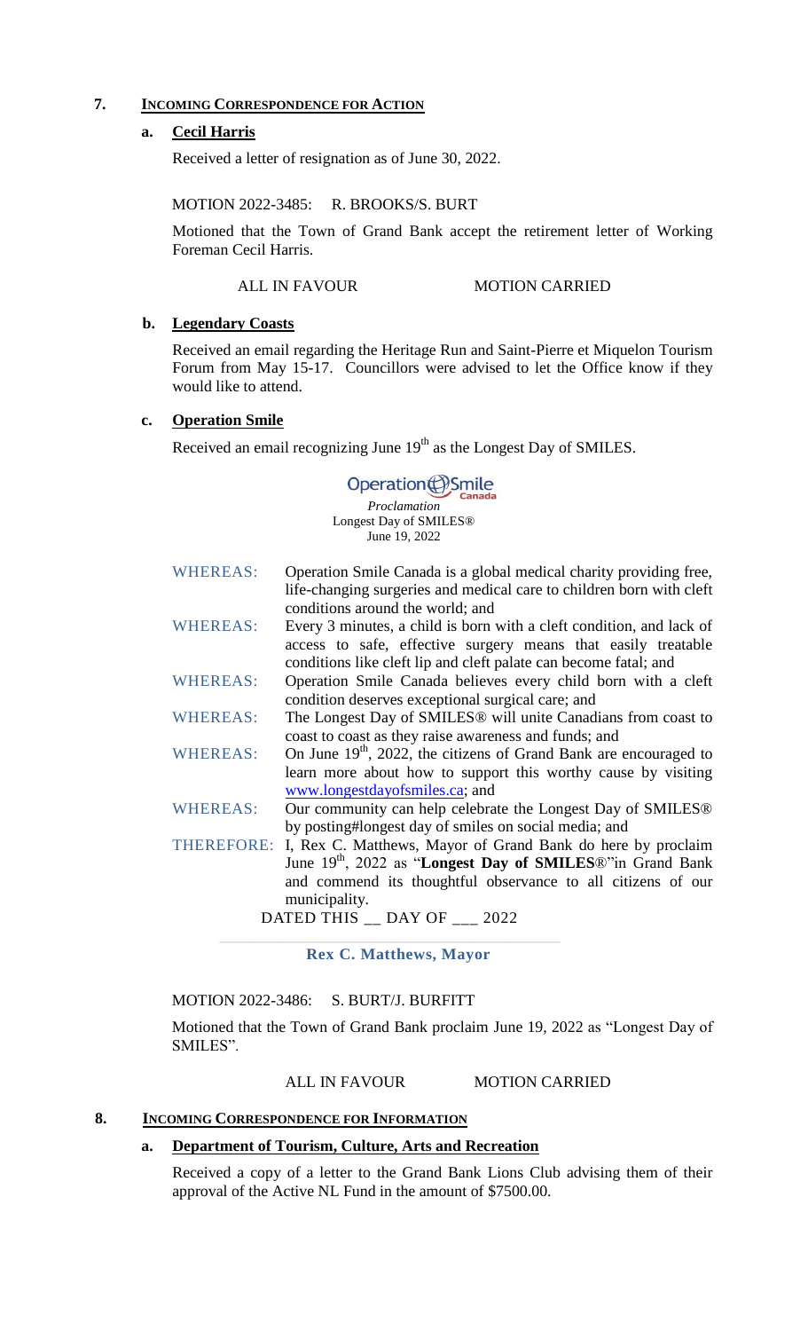## 7. INCOMING CORRESPONDENCE FOR ACTION

### a. Cecil Harris

Received a letter of resignation as of June 30, 2022.

MOTION 2022-3485: R. BROOKS/S. BURT

Motioned that the Town of Grand Bank accept the retirement letter of Working Foreman Cecil Harris.

ALL IN FAVOUR MOTION CARRIED

### b. Legendary Coasts

Received an email regarding the Heritage Run and Saint-Pierre et Miquelon Tourism Forum from May 15-17. Councillors were advised to let the Office know if they would like to attend.

### c. Operation Smile

Received an email recognizing June 19th as the Longest Day of SMILES.

Operation Smile Canada

*Proclamation*
Longest Day of SMILES®
June 19, 2022

WHEREAS: Operation Smile Canada is a global medical charity providing free, life-changing surgeries and medical care to children born with cleft conditions around the world; and

WHEREAS: Every 3 minutes, a child is born with a cleft condition, and lack of access to safe, effective surgery means that easily treatable conditions like cleft lip and cleft palate can become fatal; and

WHEREAS: Operation Smile Canada believes every child born with a cleft condition deserves exceptional surgical care; and

WHEREAS: The Longest Day of SMILES® will unite Canadians from coast to coast to coast as they raise awareness and funds; and

WHEREAS: On June 19th, 2022, the citizens of Grand Bank are encouraged to learn more about how to support this worthy cause by visiting www.longestdayofsmiles.ca; and

WHEREAS: Our community can help celebrate the Longest Day of SMILES® by posting#longest day of smiles on social media; and

THEREFORE: I, Rex C. Matthews, Mayor of Grand Bank do here by proclaim June 19th, 2022 as "**Longest Day of SMILES**®"in Grand Bank and commend its thoughtful observance to all citizens of our municipality.

DATED THIS __ DAY OF ___ 2022

**Rex C. Matthews, Mayor**

MOTION 2022-3486: S. BURT/J. BURFITT

Motioned that the Town of Grand Bank proclaim June 19, 2022 as "Longest Day of SMILES".

ALL IN FAVOUR MOTION CARRIED

## 8. INCOMING CORRESPONDENCE FOR INFORMATION

### a. Department of Tourism, Culture, Arts and Recreation

Received a copy of a letter to the Grand Bank Lions Club advising them of their approval of the Active NL Fund in the amount of $7500.00.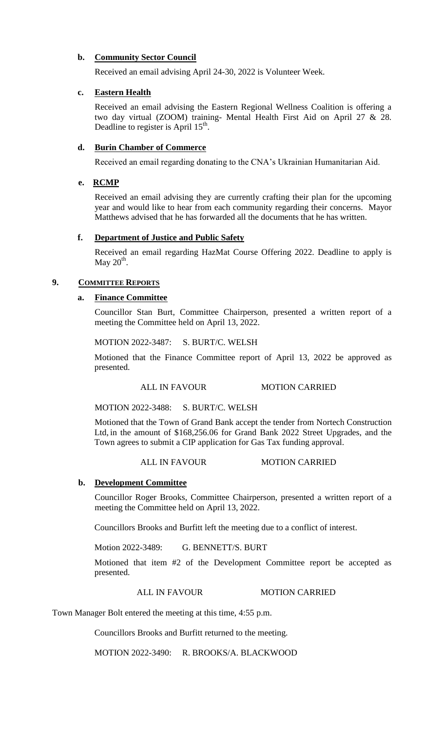**b. Community Sector Council**

Received an email advising April 24-30, 2022 is Volunteer Week.

**c. Eastern Health**

Received an email advising the Eastern Regional Wellness Coalition is offering a two day virtual (ZOOM) training- Mental Health First Aid on April 27 & 28. Deadline to register is April 15th.

**d. Burin Chamber of Commerce**

Received an email regarding donating to the CNA's Ukrainian Humanitarian Aid.

**e. RCMP**

Received an email advising they are currently crafting their plan for the upcoming year and would like to hear from each community regarding their concerns. Mayor Matthews advised that he has forwarded all the documents that he has written.

**f. Department of Justice and Public Safety**

Received an email regarding HazMat Course Offering 2022. Deadline to apply is May 20th.

## 9. COMMITTEE REPORTS

**a. Finance Committee**

Councillor Stan Burt, Committee Chairperson, presented a written report of a meeting the Committee held on April 13, 2022.

MOTION 2022-3487: S. BURT/C. WELSH

Motioned that the Finance Committee report of April 13, 2022 be approved as presented.

ALL IN FAVOUR MOTION CARRIED

MOTION 2022-3488: S. BURT/C. WELSH

Motioned that the Town of Grand Bank accept the tender from Nortech Construction Ltd, in the amount of $168,256.06 for Grand Bank 2022 Street Upgrades, and the Town agrees to submit a CIP application for Gas Tax funding approval.

ALL IN FAVOUR MOTION CARRIED

**b. Development Committee**

Councillor Roger Brooks, Committee Chairperson, presented a written report of a meeting the Committee held on April 13, 2022.

Councillors Brooks and Burfitt left the meeting due to a conflict of interest.

Motion 2022-3489: G. BENNETT/S. BURT

Motioned that item #2 of the Development Committee report be accepted as presented.

ALL IN FAVOUR MOTION CARRIED

Town Manager Bolt entered the meeting at this time, 4:55 p.m.

Councillors Brooks and Burfitt returned to the meeting.

MOTION 2022-3490: R. BROOKS/A. BLACKWOOD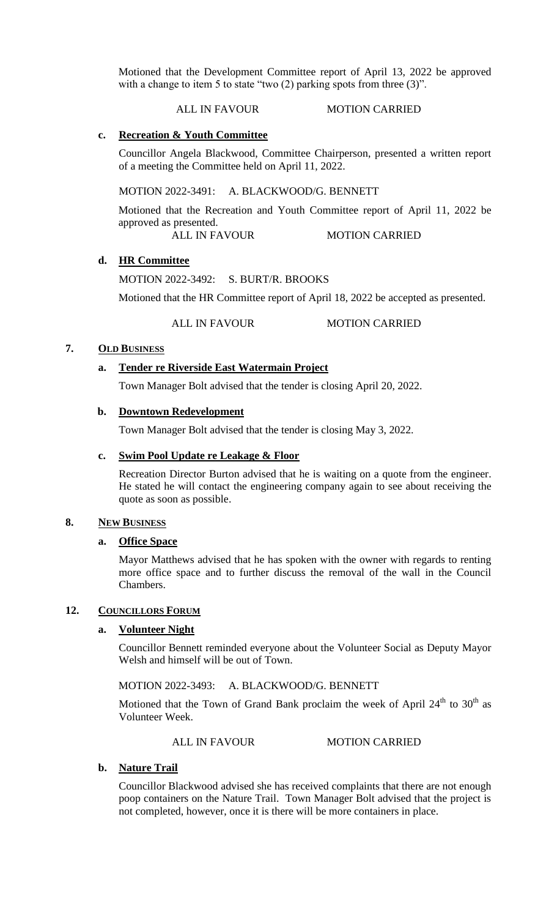Motioned that the Development Committee report of April 13, 2022 be approved with a change to item 5 to state "two (2) parking spots from three (3)".

ALL IN FAVOUR MOTION CARRIED

**c. Recreation & Youth Committee**

Councillor Angela Blackwood, Committee Chairperson, presented a written report of a meeting the Committee held on April 11, 2022.

MOTION 2022-3491: A. BLACKWOOD/G. BENNETT

Motioned that the Recreation and Youth Committee report of April 11, 2022 be approved as presented.

ALL IN FAVOUR MOTION CARRIED

**d. HR Committee**

MOTION 2022-3492: S. BURT/R. BROOKS

Motioned that the HR Committee report of April 18, 2022 be accepted as presented.

ALL IN FAVOUR MOTION CARRIED

## 7. OLD BUSINESS

**a. Tender re Riverside East Watermain Project**

Town Manager Bolt advised that the tender is closing April 20, 2022.

**b. Downtown Redevelopment**

Town Manager Bolt advised that the tender is closing May 3, 2022.

**c. Swim Pool Update re Leakage & Floor**

Recreation Director Burton advised that he is waiting on a quote from the engineer. He stated he will contact the engineering company again to see about receiving the quote as soon as possible.

## 8. NEW BUSINESS

**a. Office Space**

Mayor Matthews advised that he has spoken with the owner with regards to renting more office space and to further discuss the removal of the wall in the Council Chambers.

## 12. COUNCILLORS FORUM

**a. Volunteer Night**

Councillor Bennett reminded everyone about the Volunteer Social as Deputy Mayor Welsh and himself will be out of Town.

MOTION 2022-3493: A. BLACKWOOD/G. BENNETT

Motioned that the Town of Grand Bank proclaim the week of April 24th to 30th as Volunteer Week.

ALL IN FAVOUR MOTION CARRIED

**b. Nature Trail**

Councillor Blackwood advised she has received complaints that there are not enough poop containers on the Nature Trail. Town Manager Bolt advised that the project is not completed, however, once it is there will be more containers in place.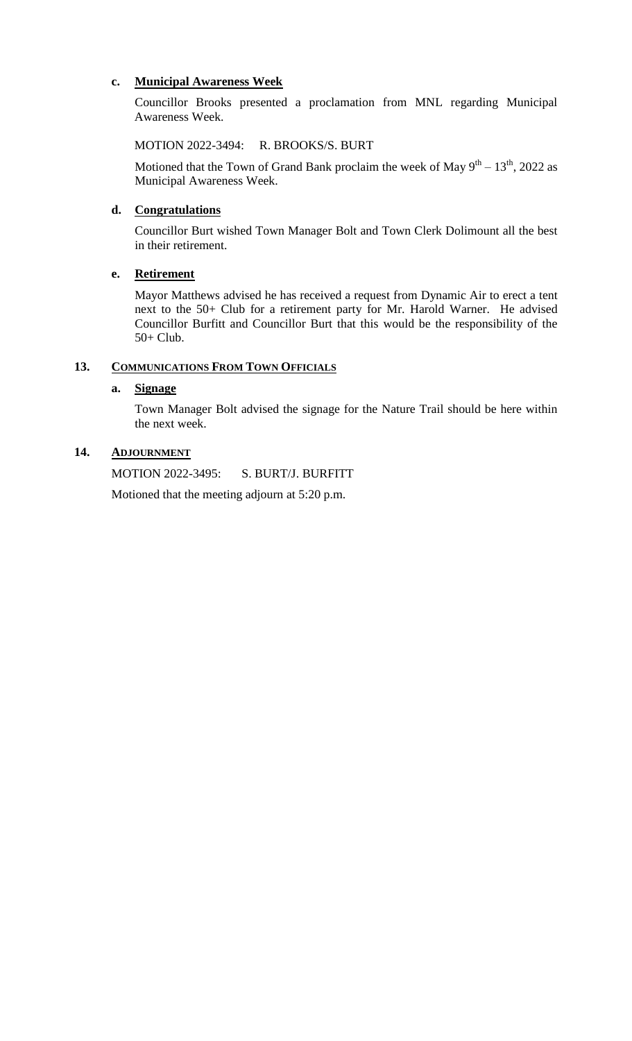**c. Municipal Awareness Week**

Councillor Brooks presented a proclamation from MNL regarding Municipal Awareness Week.

MOTION 2022-3494: R. BROOKS/S. BURT

Motioned that the Town of Grand Bank proclaim the week of May $9^{th} – 13^{th}$, 2022 as Municipal Awareness Week.

**d. Congratulations**

Councillor Burt wished Town Manager Bolt and Town Clerk Dolimount all the best in their retirement.

**e. Retirement**

Mayor Matthews advised he has received a request from Dynamic Air to erect a tent next to the 50+ Club for a retirement party for Mr. Harold Warner. He advised Councillor Burfitt and Councillor Burt that this would be the responsibility of the 50+ Club.

## 13. COMMUNICATIONS FROM TOWN OFFICIALS

**a. Signage**

Town Manager Bolt advised the signage for the Nature Trail should be here within the next week.

## 14. ADJOURNMENT

MOTION 2022-3495: S. BURT/J. BURFITT

Motioned that the meeting adjourn at 5:20 p.m.